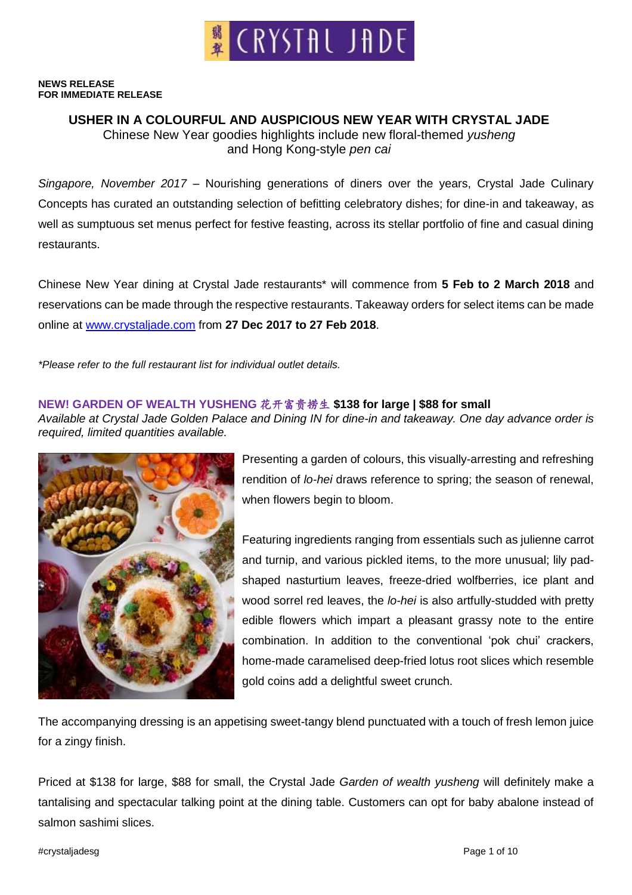**NEWS RELEASE**
**FOR IMMEDIATE RELEASE**

# USHER IN A COLOURFUL AND AUSPICIOUS NEW YEAR WITH CRYSTAL JADE

Chinese New Year goodies highlights include new floral-themed *yusheng* and Hong Kong-style *pen cai*

*Singapore, November 2017* – Nourishing generations of diners over the years, Crystal Jade Culinary Concepts has curated an outstanding selection of befitting celebratory dishes; for dine-in and takeaway, as well as sumptuous set menus perfect for festive feasting, across its stellar portfolio of fine and casual dining restaurants.

Chinese New Year dining at Crystal Jade restaurants* will commence from **5 Feb to 2 March 2018** and reservations can be made through the respective restaurants. Takeaway orders for select items can be made online at [www.crystaljade.com](http://www.crystaljade.com) from **27 Dec 2017 to 27 Feb 2018**.

*\*Please refer to the full restaurant list for individual outlet details.*

## NEW! GARDEN OF WEALTH YUSHENG 花开富贵捞生 $138 for large | $88 for small

*Available at Crystal Jade Golden Palace and Dining IN for dine-in and takeaway. One day advance order is required, limited quantities available.*

Presenting a garden of colours, this visually-arresting and refreshing rendition of *lo-hei* draws reference to spring; the season of renewal, when flowers begin to bloom.

Featuring ingredients ranging from essentials such as julienne carrot and turnip, and various pickled items, to the more unusual; lily pad-shaped nasturtium leaves, freeze-dried wolfberries, ice plant and wood sorrel red leaves, the *lo-hei* is also artfully-studded with pretty edible flowers which impart a pleasant grassy note to the entire combination. In addition to the conventional 'pok chui' crackers, home-made caramelised deep-fried lotus root slices which resemble gold coins add a delightful sweet crunch.

The accompanying dressing is an appetising sweet-tangy blend punctuated with a touch of fresh lemon juice for a zingy finish.

Priced at $138 for large, $88 for small, the Crystal Jade *Garden of wealth yusheng* will definitely make a tantalising and spectacular talking point at the dining table. Customers can opt for baby abalone instead of salmon sashimi slices.

#crystaljadesg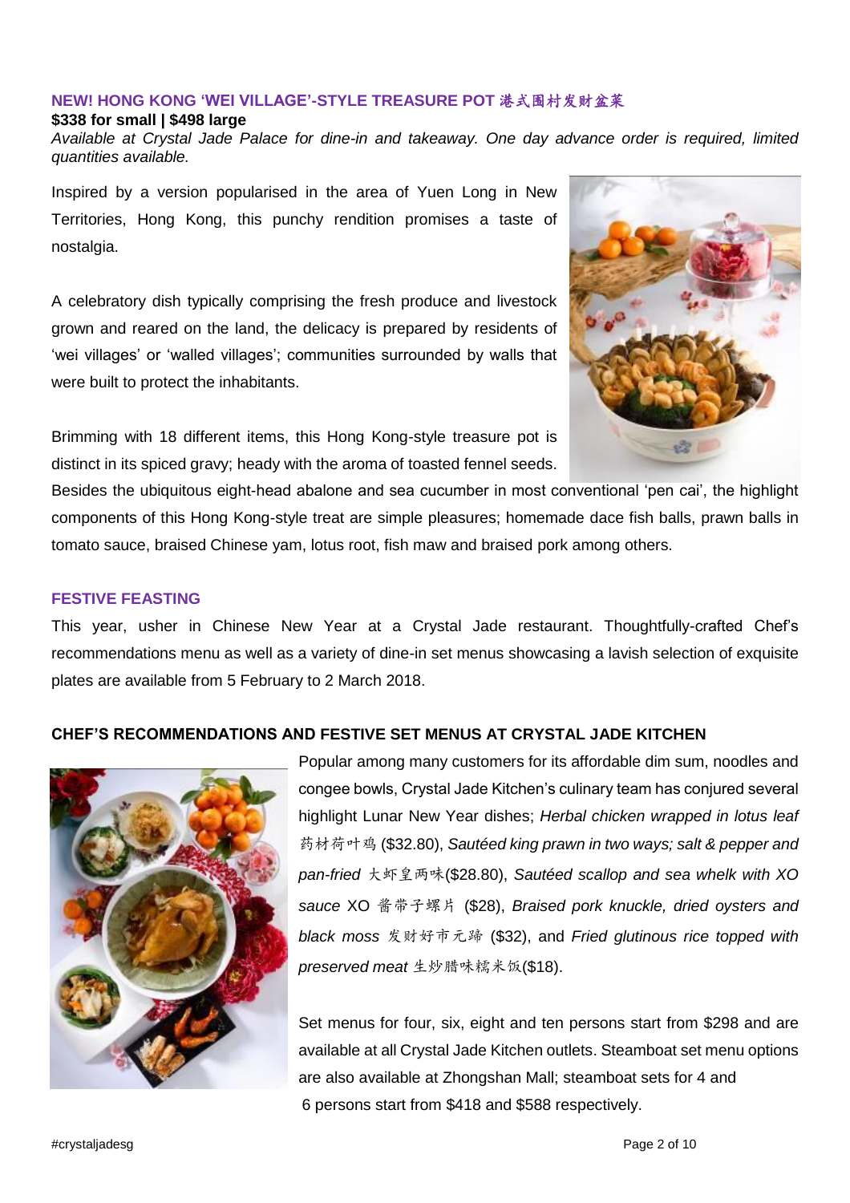### NEW! HONG KONG 'WEI VILLAGE'-STYLE TREASURE POT 港式围村发财盆菜

**$338 for small | $498 large**

*Available at Crystal Jade Palace for dine-in and takeaway. One day advance order is required, limited quantities available.*

Inspired by a version popularised in the area of Yuen Long in New Territories, Hong Kong, this punchy rendition promises a taste of nostalgia.

A celebratory dish typically comprising the fresh produce and livestock grown and reared on the land, the delicacy is prepared by residents of 'wei villages' or 'walled villages'; communities surrounded by walls that were built to protect the inhabitants.

Brimming with 18 different items, this Hong Kong-style treasure pot is distinct in its spiced gravy; heady with the aroma of toasted fennel seeds. Besides the ubiquitous eight-head abalone and sea cucumber in most conventional 'pen cai', the highlight components of this Hong Kong-style treat are simple pleasures; homemade dace fish balls, prawn balls in tomato sauce, braised Chinese yam, lotus root, fish maw and braised pork among others.

### FESTIVE FEASTING

This year, usher in Chinese New Year at a Crystal Jade restaurant. Thoughtfully-crafted Chef's recommendations menu as well as a variety of dine-in set menus showcasing a lavish selection of exquisite plates are available from 5 February to 2 March 2018.

### CHEF'S RECOMMENDATIONS AND FESTIVE SET MENUS AT CRYSTAL JADE KITCHEN

Popular among many customers for its affordable dim sum, noodles and congee bowls, Crystal Jade Kitchen's culinary team has conjured several highlight Lunar New Year dishes; *Herbal chicken wrapped in lotus leaf* 药材荷叶鸡 ($32.80), *Sautéed king prawn in two ways; salt & pepper and pan-fried* 大虾皇两味($28.80), *Sautéed scallop and sea whelk with XO sauce* XO 酱带子螺片 ($28), *Braised pork knuckle, dried oysters and black moss* 发财好市元蹄 ($32), and *Fried glutinous rice topped with preserved meat* 生炒腊味糯米饭($18).

Set menus for four, six, eight and ten persons start from $298 and are available at all Crystal Jade Kitchen outlets. Steamboat set menu options are also available at Zhongshan Mall; steamboat sets for 4 and 6 persons start from $418 and $588 respectively.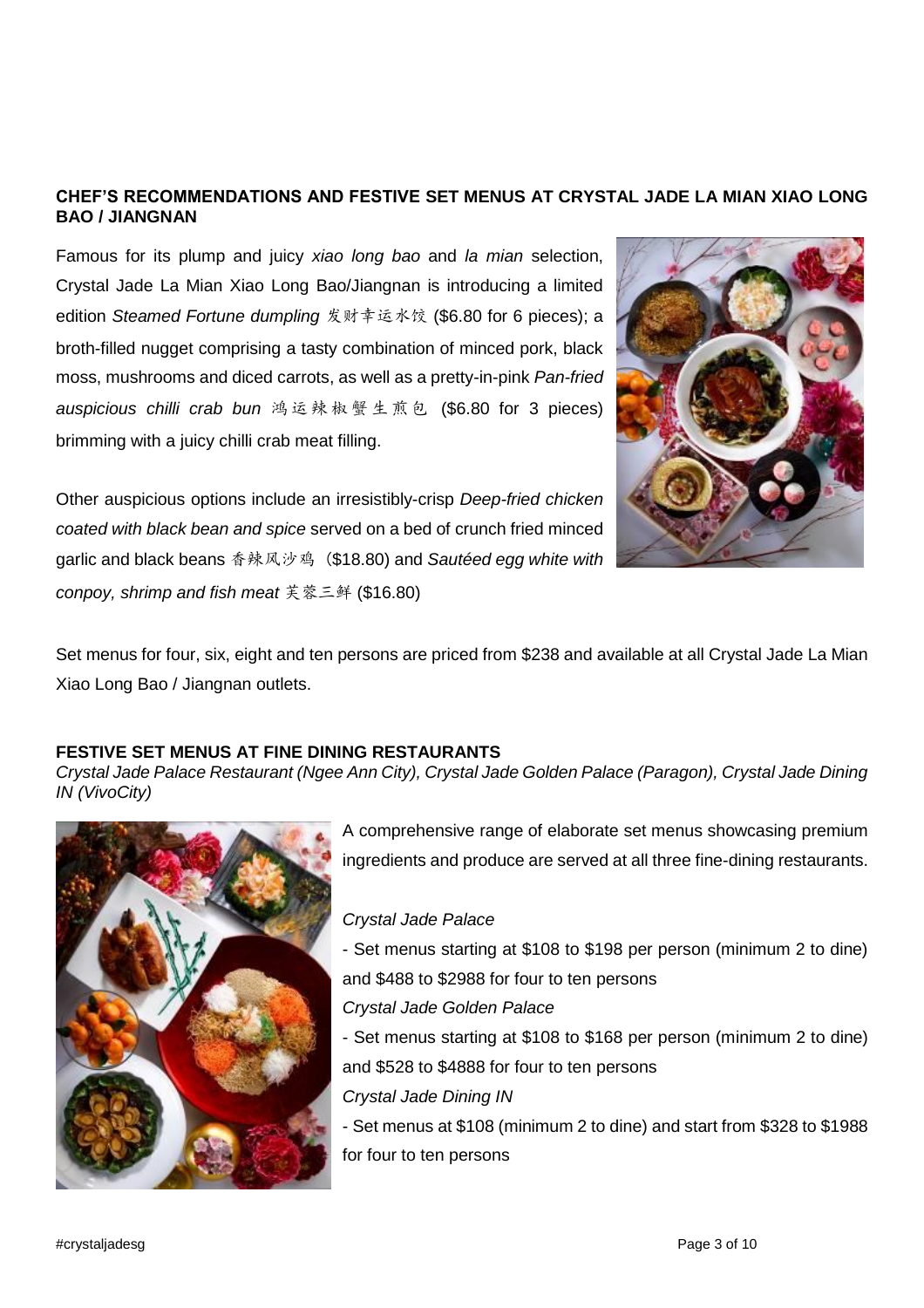**CHEF'S RECOMMENDATIONS AND FESTIVE SET MENUS AT CRYSTAL JADE LA MIAN XIAO LONG BAO / JIANGNAN**

Famous for its plump and juicy *xiao long bao* and *la mian* selection, Crystal Jade La Mian Xiao Long Bao/Jiangnan is introducing a limited edition *Steamed Fortune dumpling* 发财幸运水饺 ($6.80 for 6 pieces); a broth-filled nugget comprising a tasty combination of minced pork, black moss, mushrooms and diced carrots, as well as a pretty-in-pink *Pan-fried auspicious chilli crab bun* 鸿运辣椒蟹生煎包 ($6.80 for 3 pieces) brimming with a juicy chilli crab meat filling.

Other auspicious options include an irresistibly-crisp *Deep-fried chicken coated with black bean and spice* served on a bed of crunch fried minced garlic and black beans 香辣风沙鸡 ($18.80) and *Sautéed egg white with conpoy, shrimp and fish meat* 芙蓉三鲜 ($16.80)

Set menus for four, six, eight and ten persons are priced from $238 and available at all Crystal Jade La Mian Xiao Long Bao / Jiangnan outlets.

**FESTIVE SET MENUS AT FINE DINING RESTAURANTS**

*Crystal Jade Palace Restaurant (Ngee Ann City), Crystal Jade Golden Palace (Paragon), Crystal Jade Dining IN (VivoCity)*

A comprehensive range of elaborate set menus showcasing premium ingredients and produce are served at all three fine-dining restaurants.

*Crystal Jade Palace*

- Set menus starting at $108 to $198 per person (minimum 2 to dine) and $488 to $2988 for four to ten persons

*Crystal Jade Golden Palace*

- Set menus starting at $108 to $168 per person (minimum 2 to dine) and $528 to $4888 for four to ten persons

*Crystal Jade Dining IN*

- Set menus at $108 (minimum 2 to dine) and start from $328 to $1988 for four to ten persons

#crystaljadesg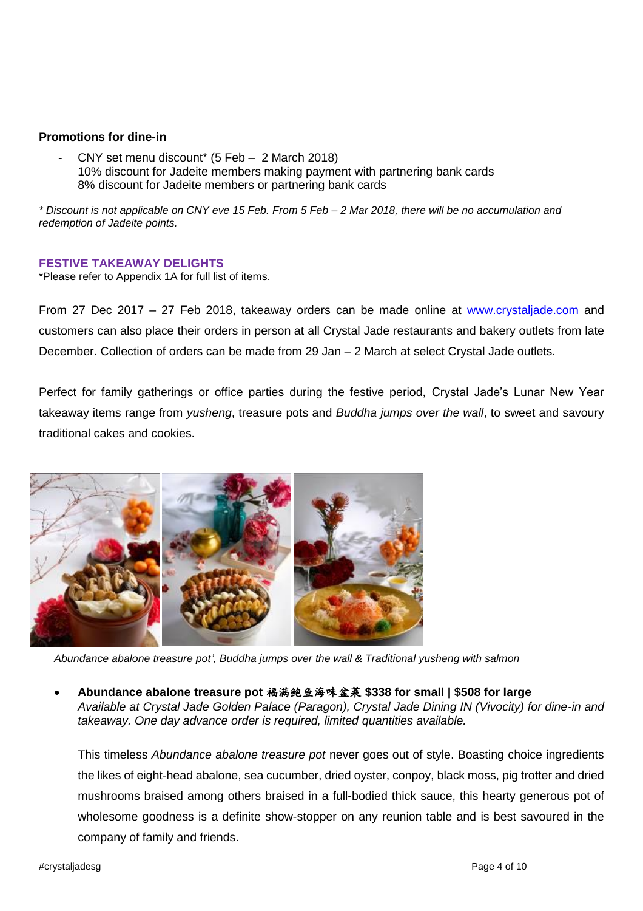**Promotions for dine-in**

- CNY set menu discount* (5 Feb – 2 March 2018)
  10% discount for Jadeite members making payment with partnering bank cards
  8% discount for Jadeite members or partnering bank cards

*\* Discount is not applicable on CNY eve 15 Feb. From 5 Feb – 2 Mar 2018, there will be no accumulation and redemption of Jadeite points.*

## FESTIVE TAKEAWAY DELIGHTS

*Please refer to Appendix 1A for full list of items.

From 27 Dec 2017 – 27 Feb 2018, takeaway orders can be made online at [www.crystaljade.com](http://www.crystaljade.com) and customers can also place their orders in person at all Crystal Jade restaurants and bakery outlets from late December. Collection of orders can be made from 29 Jan – 2 March at select Crystal Jade outlets.

Perfect for family gatherings or office parties during the festive period, Crystal Jade's Lunar New Year takeaway items range from *yusheng*, treasure pots and *Buddha jumps over the wall*, to sweet and savoury traditional cakes and cookies.

*Abundance abalone treasure pot', Buddha jumps over the wall & Traditional yusheng with salmon*

- **Abundance abalone treasure pot 福满鲍鱼海味盆菜 $338 for small | $508 for large**
  *Available at Crystal Jade Golden Palace (Paragon), Crystal Jade Dining IN (Vivocity) for dine-in and takeaway. One day advance order is required, limited quantities available.*

  This timeless *Abundance abalone treasure pot* never goes out of style. Boasting choice ingredients the likes of eight-head abalone, sea cucumber, dried oyster, conpoy, black moss, pig trotter and dried mushrooms braised among others braised in a full-bodied thick sauce, this hearty generous pot of wholesome goodness is a definite show-stopper on any reunion table and is best savoured in the company of family and friends.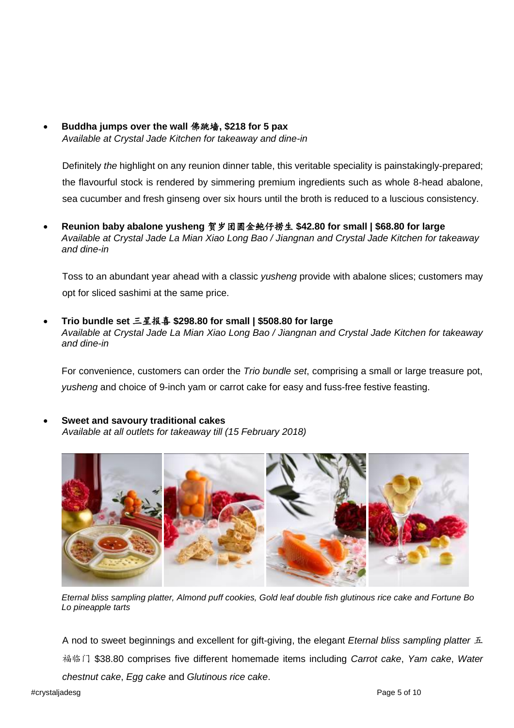- **Buddha jumps over the wall 佛跳墙, $218 for 5 pax**
  *Available at Crystal Jade Kitchen for takeaway and dine-in*

  Definitely *the* highlight on any reunion dinner table, this veritable speciality is painstakingly-prepared; the flavourful stock is rendered by simmering premium ingredients such as whole 8-head abalone, sea cucumber and fresh ginseng over six hours until the broth is reduced to a luscious consistency.

- **Reunion baby abalone yusheng 贺岁团圆金鲍仔捞生 $42.80 for small | $68.80 for large**
  *Available at Crystal Jade La Mian Xiao Long Bao / Jiangnan and Crystal Jade Kitchen for takeaway and dine-in*

  Toss to an abundant year ahead with a classic *yusheng* provide with abalone slices; customers may opt for sliced sashimi at the same price.

- **Trio bundle set 三星报喜 $298.80 for small | $508.80 for large**
  *Available at Crystal Jade La Mian Xiao Long Bao / Jiangnan and Crystal Jade Kitchen for takeaway and dine-in*

  For convenience, customers can order the *Trio bundle set*, comprising a small or large treasure pot, *yusheng* and choice of 9-inch yam or carrot cake for easy and fuss-free festive feasting.

- **Sweet and savoury traditional cakes**
  *Available at all outlets for takeaway till (15 February 2018)*

*Eternal bliss sampling platter, Almond puff cookies, Gold leaf double fish glutinous rice cake and Fortune Bo Lo pineapple tarts*

A nod to sweet beginnings and excellent for gift-giving, the elegant *Eternal bliss sampling platter* 五福临门 $38.80 comprises five different homemade items including *Carrot cake*, *Yam cake*, *Water chestnut cake*, *Egg cake* and *Glutinous rice cake*.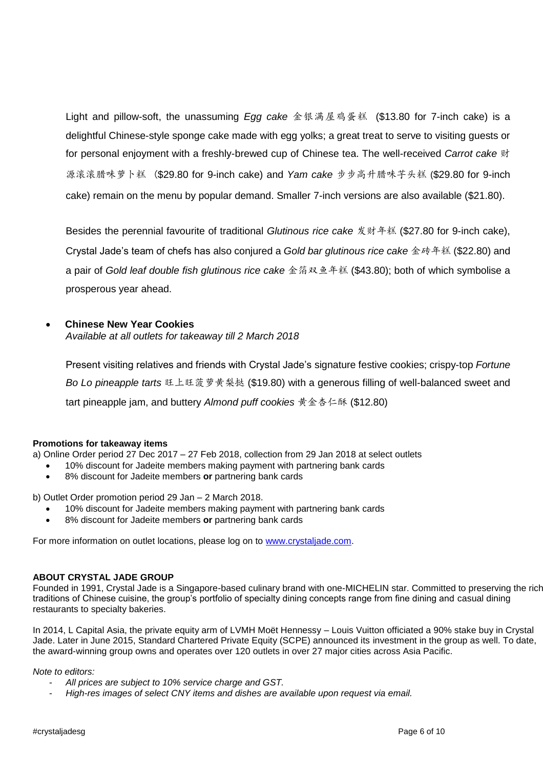Light and pillow-soft, the unassuming *Egg cake* 金银满屋鸡蛋糕 ($13.80 for 7-inch cake) is a delightful Chinese-style sponge cake made with egg yolks; a great treat to serve to visiting guests or for personal enjoyment with a freshly-brewed cup of Chinese tea. The well-received *Carrot cake* 财源滚滚腊味萝卜糕 ($29.80 for 9-inch cake) and *Yam cake* 步步高升腊味芋头糕 ($29.80 for 9-inch cake) remain on the menu by popular demand. Smaller 7-inch versions are also available ($21.80).

Besides the perennial favourite of traditional *Glutinous rice cake* 发财年糕 ($27.80 for 9-inch cake), Crystal Jade's team of chefs has also conjured a *Gold bar glutinous rice cake* 金砖年糕 ($22.80) and a pair of *Gold leaf double fish glutinous rice cake* 金箔双鱼年糕 ($43.80); both of which symbolise a prosperous year ahead.

- **Chinese New Year Cookies**
  *Available at all outlets for takeaway till 2 March 2018*

  Present visiting relatives and friends with Crystal Jade's signature festive cookies; crispy-top *Fortune Bo Lo pineapple tarts* 旺上旺菠萝黄梨挞 ($19.80) with a generous filling of well-balanced sweet and tart pineapple jam, and buttery *Almond puff cookies* 黄金杏仁酥 ($12.80)

**Promotions for takeaway items**

a) Online Order period 27 Dec 2017 – 27 Feb 2018, collection from 29 Jan 2018 at select outlets

- 10% discount for Jadeite members making payment with partnering bank cards
- 8% discount for Jadeite members **or** partnering bank cards

b) Outlet Order promotion period 29 Jan – 2 March 2018.

- 10% discount for Jadeite members making payment with partnering bank cards
- 8% discount for Jadeite members **or** partnering bank cards

For more information on outlet locations, please log on to [www.crystaljade.com](http://www.crystaljade.com).

**ABOUT CRYSTAL JADE GROUP**

Founded in 1991, Crystal Jade is a Singapore-based culinary brand with one-MICHELIN star. Committed to preserving the rich traditions of Chinese cuisine, the group's portfolio of specialty dining concepts range from fine dining and casual dining restaurants to specialty bakeries.

In 2014, L Capital Asia, the private equity arm of LVMH Moët Hennessy – Louis Vuitton officiated a 90% stake buy in Crystal Jade. Later in June 2015, Standard Chartered Private Equity (SCPE) announced its investment in the group as well. To date, the award-winning group owns and operates over 120 outlets in over 27 major cities across Asia Pacific.

*Note to editors:*

- *All prices are subject to 10% service charge and GST.*
- *High-res images of select CNY items and dishes are available upon request via email.*

#crystaljadesg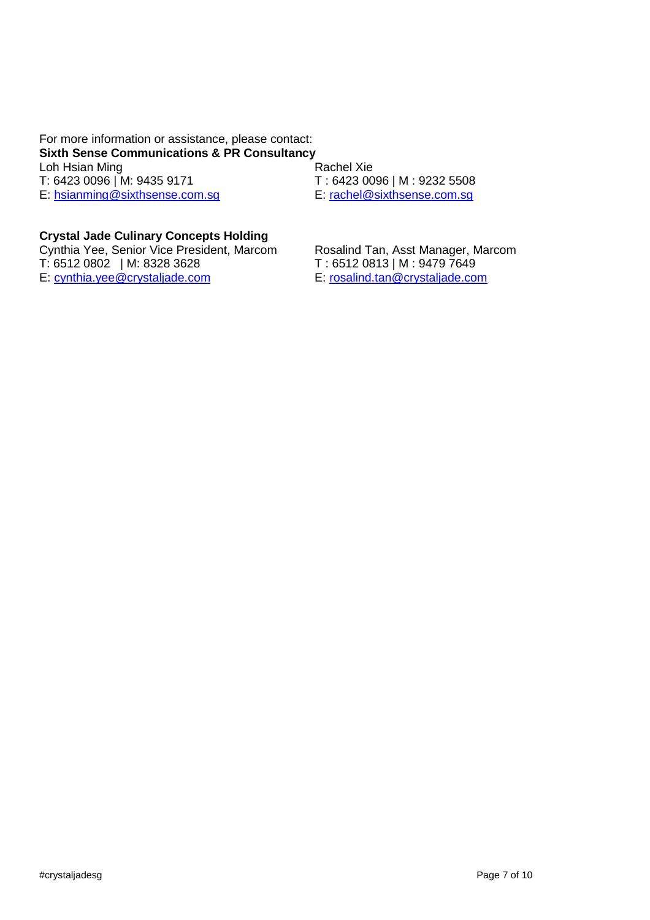For more information or assistance, please contact:

**Sixth Sense Communications & PR Consultancy**

Loh Hsian Ming
T: 6423 0096 | M: 9435 9171
E: hsianming@sixthsense.com.sg

Rachel Xie
T : 6423 0096 | M : 9232 5508
E: rachel@sixthsense.com.sg

**Crystal Jade Culinary Concepts Holding**

Cynthia Yee, Senior Vice President, Marcom
T: 6512 0802 | M: 8328 3628
E: cynthia.yee@crystaljade.com

Rosalind Tan, Asst Manager, Marcom
T : 6512 0813 | M : 9479 7649
E: rosalind.tan@crystaljade.com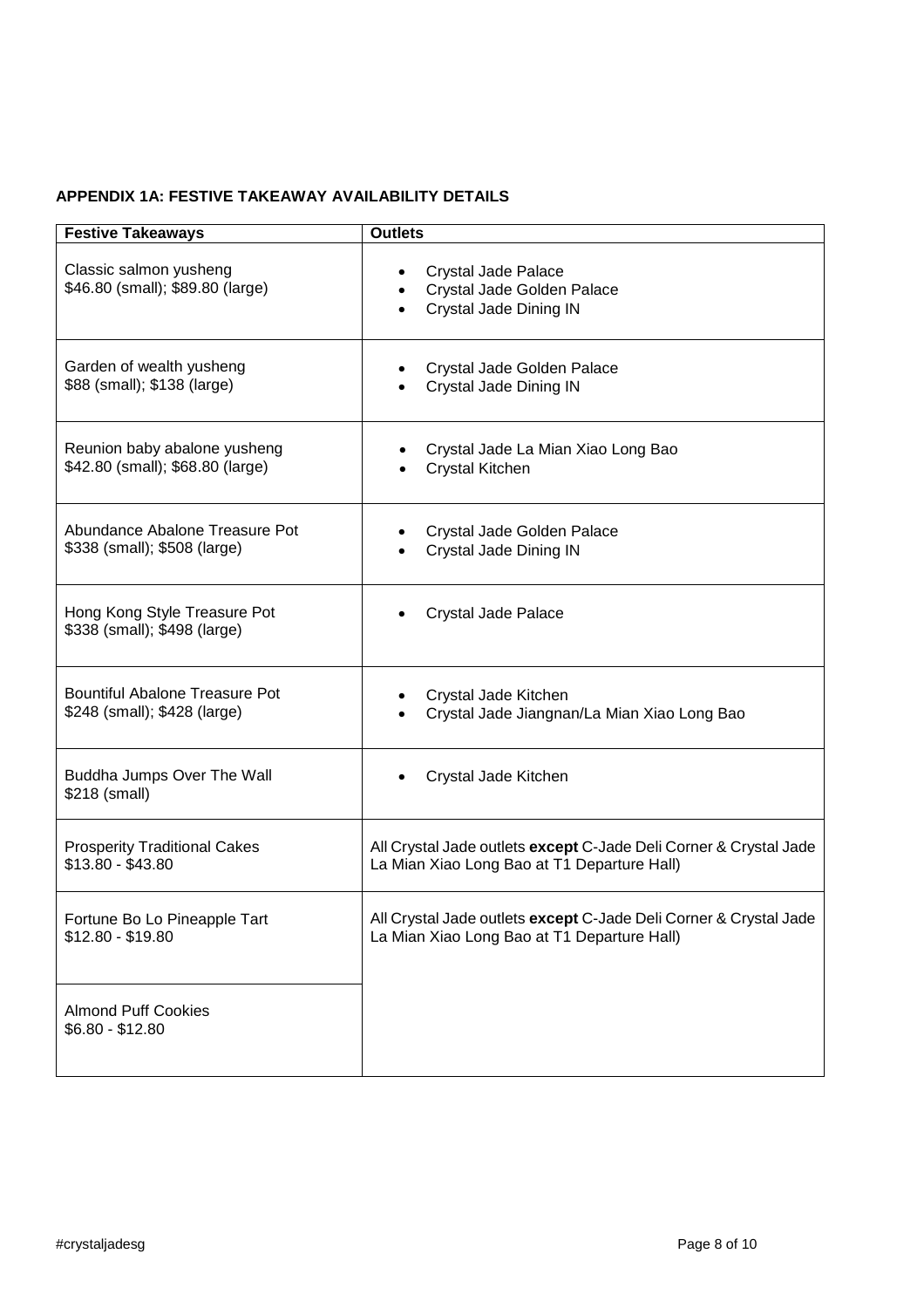**APPENDIX 1A: FESTIVE TAKEAWAY AVAILABILITY DETAILS**

| Festive Takeaways | Outlets |
|---|---|
| Classic salmon yusheng<br>$46.80 (small); $89.80 (large) | • Crystal Jade Palace<br>• Crystal Jade Golden Palace<br>• Crystal Jade Dining IN |
| Garden of wealth yusheng<br>$88 (small); $138 (large) | • Crystal Jade Golden Palace<br>• Crystal Jade Dining IN |
| Reunion baby abalone yusheng<br>$42.80 (small); $68.80 (large) | • Crystal Jade La Mian Xiao Long Bao<br>• Crystal Kitchen |
| Abundance Abalone Treasure Pot<br>$338 (small); $508 (large) | • Crystal Jade Golden Palace<br>• Crystal Jade Dining IN |
| Hong Kong Style Treasure Pot<br>$338 (small); $498 (large) | • Crystal Jade Palace |
| Bountiful Abalone Treasure Pot<br>$248 (small); $428 (large) | • Crystal Jade Kitchen<br>• Crystal Jade Jiangnan/La Mian Xiao Long Bao |
| Buddha Jumps Over The Wall<br>$218 (small) | • Crystal Jade Kitchen |
| Prosperity Traditional Cakes<br>$13.80 - $43.80 | All Crystal Jade outlets **except** C-Jade Deli Corner & Crystal Jade La Mian Xiao Long Bao at T1 Departure Hall) |
| Fortune Bo Lo Pineapple Tart<br>$12.80 - $19.80 | All Crystal Jade outlets **except** C-Jade Deli Corner & Crystal Jade La Mian Xiao Long Bao at T1 Departure Hall) |
| Almond Puff Cookies<br>$6.80 - $12.80 | |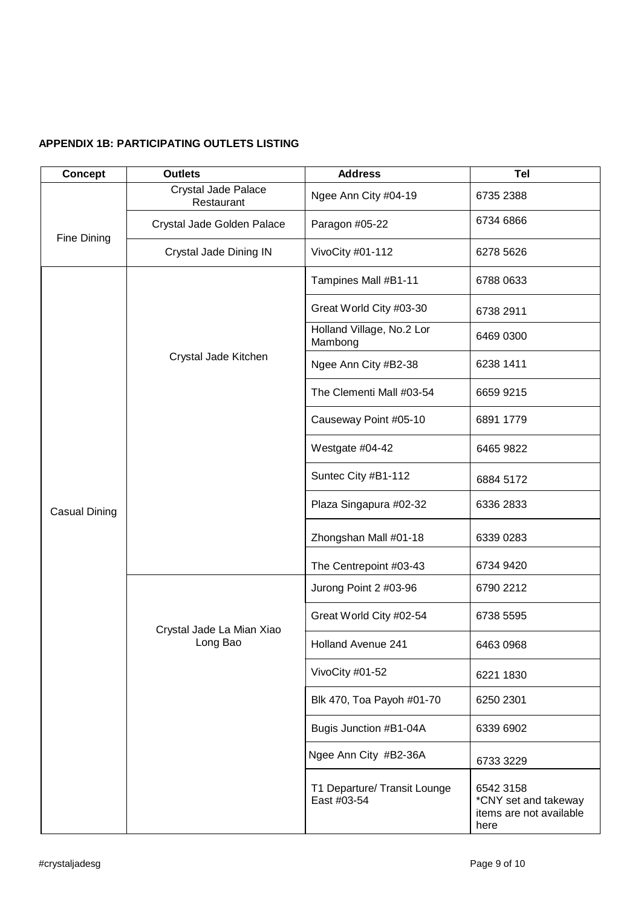**APPENDIX 1B: PARTICIPATING OUTLETS LISTING**

| Concept | Outlets | Address | Tel |
| --- | --- | --- | --- |
| Fine Dining | Crystal Jade Palace Restaurant | Ngee Ann City #04-19 | 6735 2388 |
| | Crystal Jade Golden Palace | Paragon #05-22 | 6734 6866 |
| | Crystal Jade Dining IN | VivoCity #01-112 | 6278 5626 |
| Casual Dining | Crystal Jade Kitchen | Tampines Mall #B1-11 | 6788 0633 |
| | | Great World City #03-30 | 6738 2911 |
| | | Holland Village, No.2 Lor Mambong | 6469 0300 |
| | | Ngee Ann City #B2-38 | 6238 1411 |
| | | The Clementi Mall #03-54 | 6659 9215 |
| | | Causeway Point #05-10 | 6891 1779 |
| | | Westgate #04-42 | 6465 9822 |
| | | Suntec City #B1-112 | 6884 5172 |
| | | Plaza Singapura #02-32 | 6336 2833 |
| | | Zhongshan Mall #01-18 | 6339 0283 |
| | | The Centrepoint #03-43 | 6734 9420 |
| | Crystal Jade La Mian Xiao Long Bao | Jurong Point 2 #03-96 | 6790 2212 |
| | | Great World City #02-54 | 6738 5595 |
| | | Holland Avenue 241 | 6463 0968 |
| | | VivoCity #01-52 | 6221 1830 |
| | | Blk 470, Toa Payoh #01-70 | 6250 2301 |
| | | Bugis Junction #B1-04A | 6339 6902 |
| | | Ngee Ann City #B2-36A | 6733 3229 |
| | | T1 Departure/ Transit Lounge East #03-54 | 6542 3158 *CNY set and takeway items are not available here |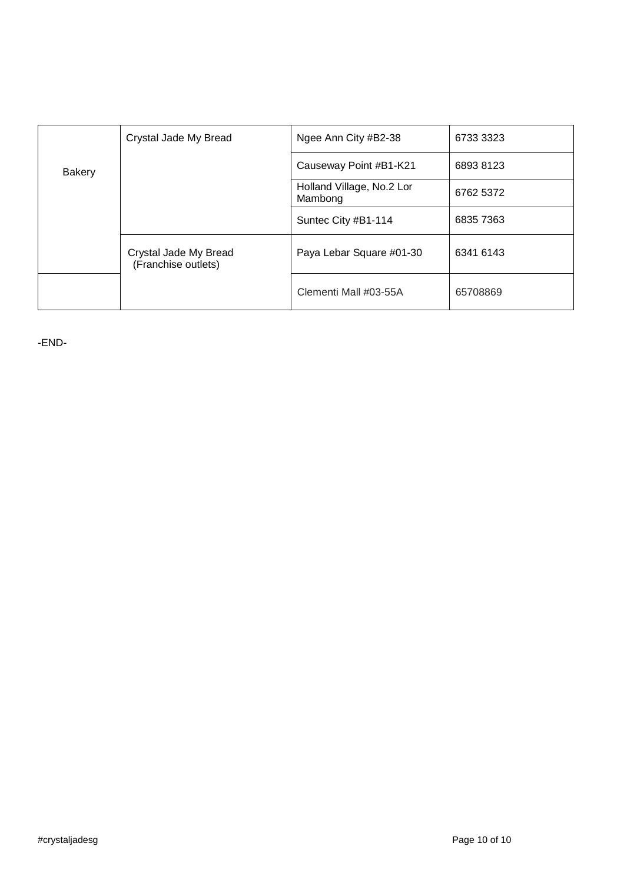| | | | |
|---|---|---|---|
| Bakery | Crystal Jade My Bread | Ngee Ann City #B2-38 | 6733 3323 |
| | | Causeway Point #B1-K21 | 6893 8123 |
| | | Holland Village, No.2 Lor Mambong | 6762 5372 |
| | | Suntec City #B1-114 | 6835 7363 |
| | Crystal Jade My Bread (Franchise outlets) | Paya Lebar Square #01-30 | 6341 6143 |
| | | Clementi Mall #03-55A | 65708869 |

-END-

#crystaljadesg